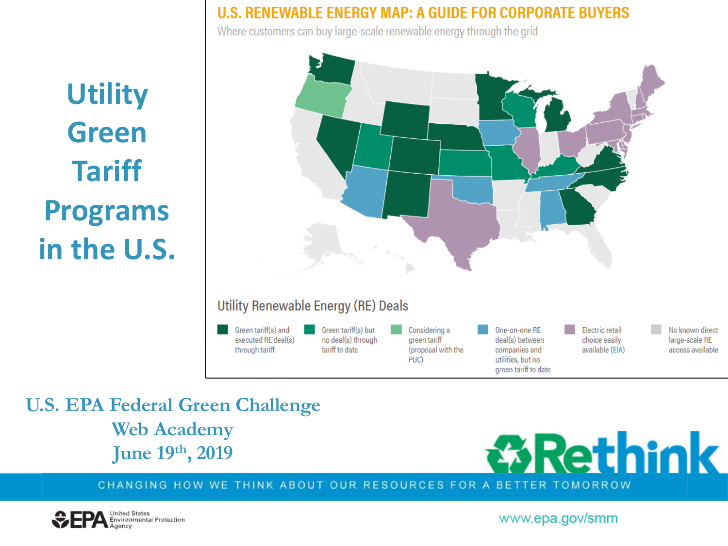# Utility Green Tariff Programs in the U.S.

## U.S. RENEWABLE ENERGY MAP: A GUIDE FOR CORPORATE BUYERS

Where customers can buy large-scale renewable energy through the grid

### Utility Renewable Energy (RE) Deals

- Green tariff(s) and executed RE deal(s) through tariff
- Green tariff(s) but no deal(s) through tariff to date
- Considering a green tariff (proposal with the PUC)
- One-on-one RE deal(s) between companies and utilities, but no green tariff to date
- Electric retail choice easily available (EIA)
- No known direct large-scale RE access available

U.S. EPA Federal Green Challenge
Web Academy
June 19th, 2019

Rethink

CHANGING HOW WE THINK ABOUT OUR RESOURCES FOR A BETTER TOMORROW

EPA United States Environmental Protection Agency

www.epa.gov/smm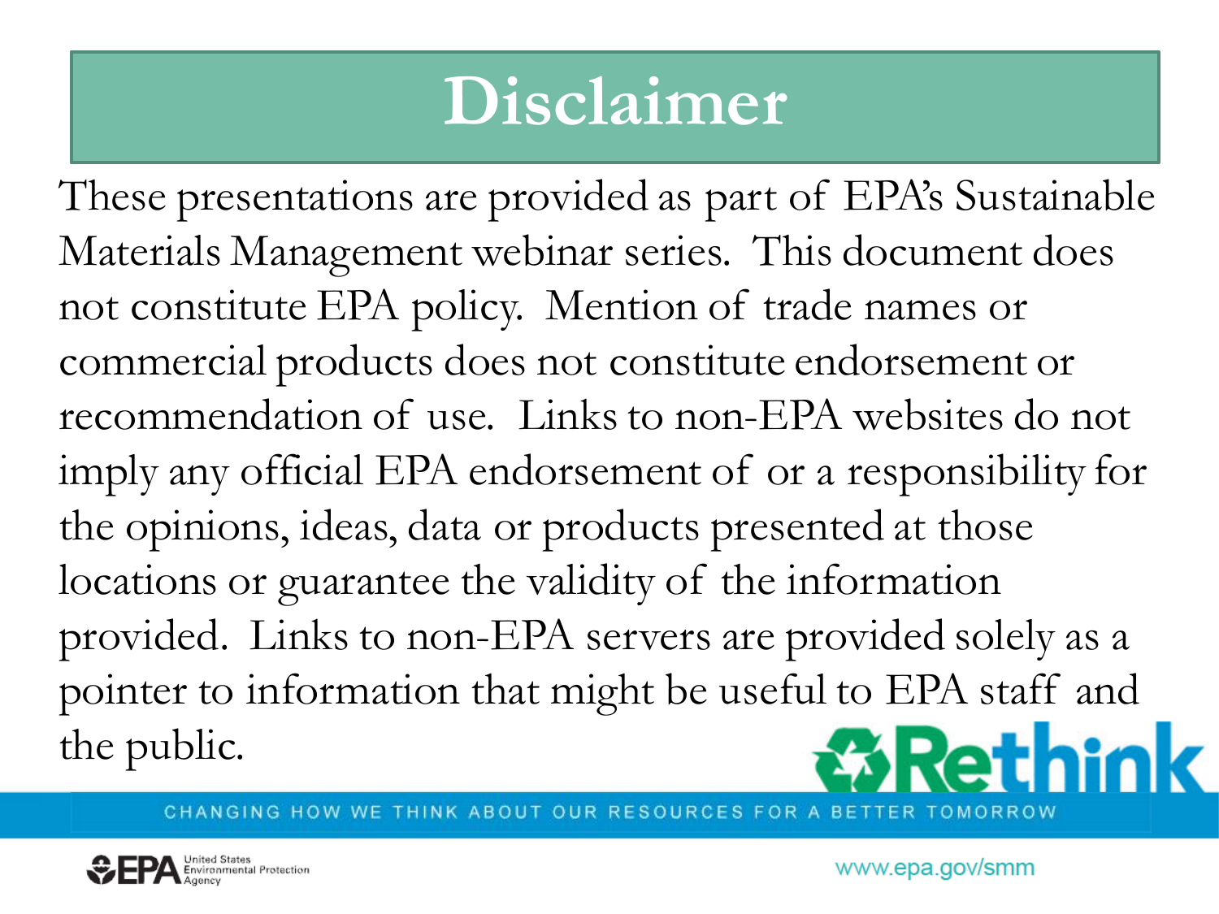# Disclaimer

These presentations are provided as part of EPA's Sustainable Materials Management webinar series. This document does not constitute EPA policy. Mention of trade names or commercial products does not constitute endorsement or recommendation of use. Links to non-EPA websites do not imply any official EPA endorsement of or a responsibility for the opinions, ideas, data or products presented at those locations or guarantee the validity of the information provided. Links to non-EPA servers are provided solely as a pointer to information that might be useful to EPA staff and the public.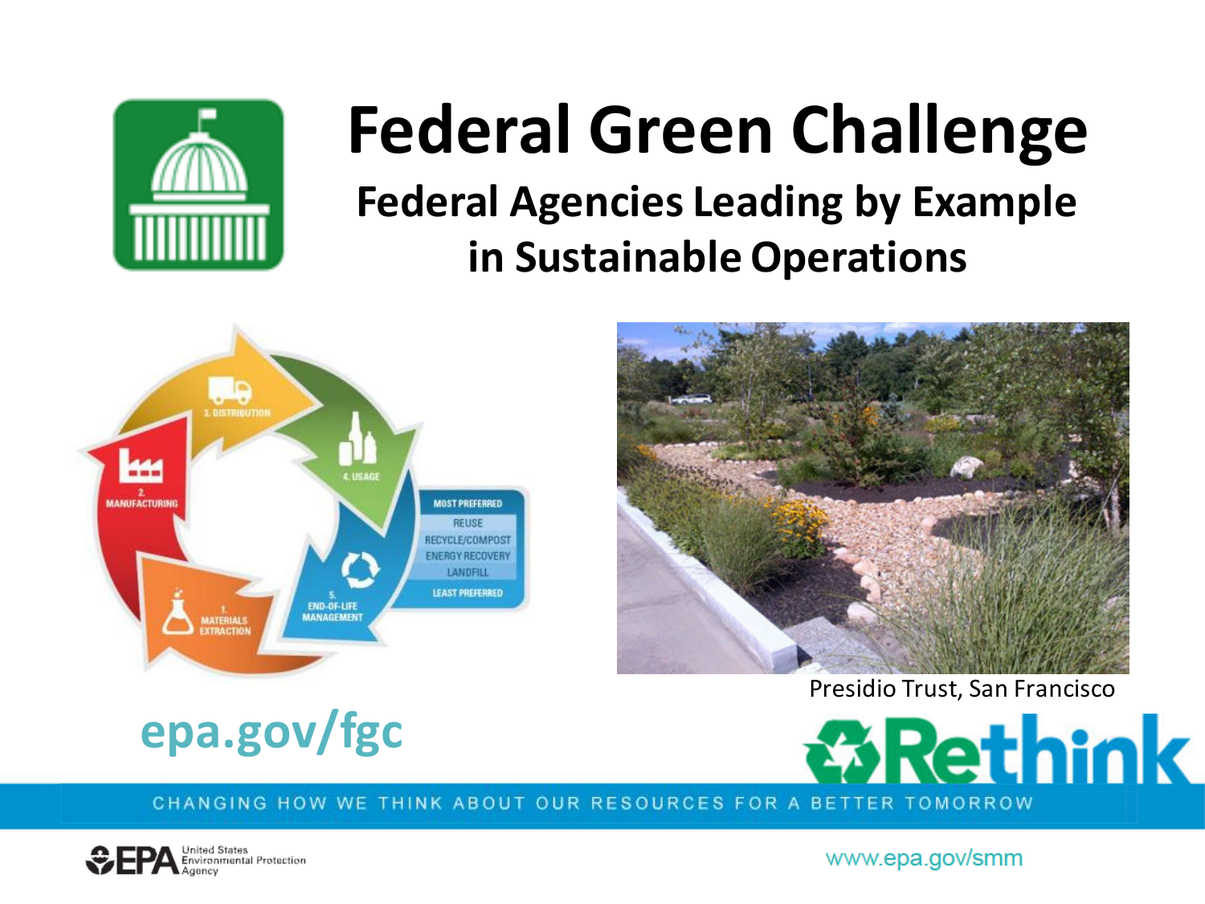# Federal Green Challenge

## Federal Agencies Leading by Example in Sustainable Operations

Presidio Trust, San Francisco

**epa.gov/fgc**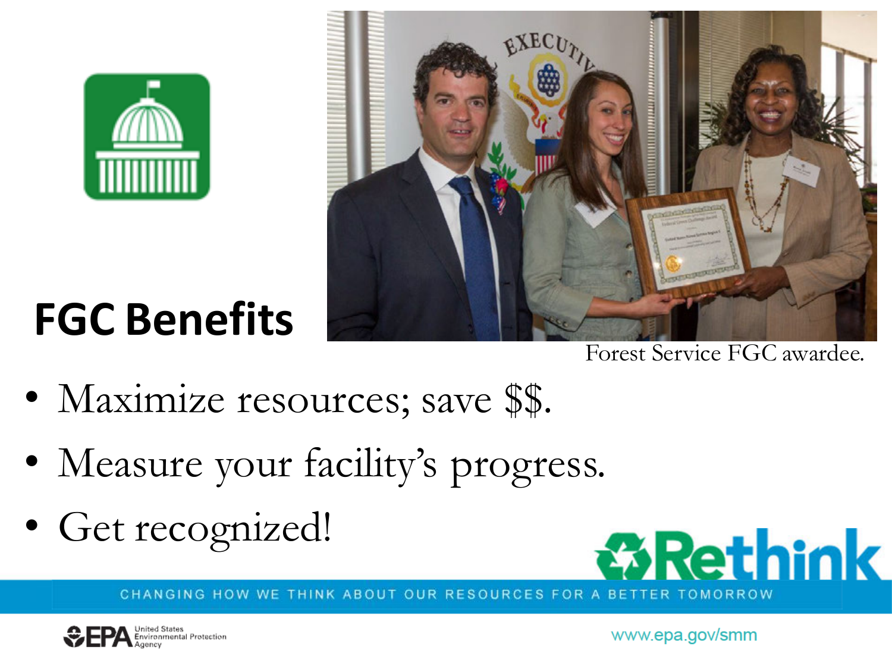# FGC Benefits

Forest Service FGC awardee.

- Maximize resources; save $$.
- Measure your facility's progress.
- Get recognized!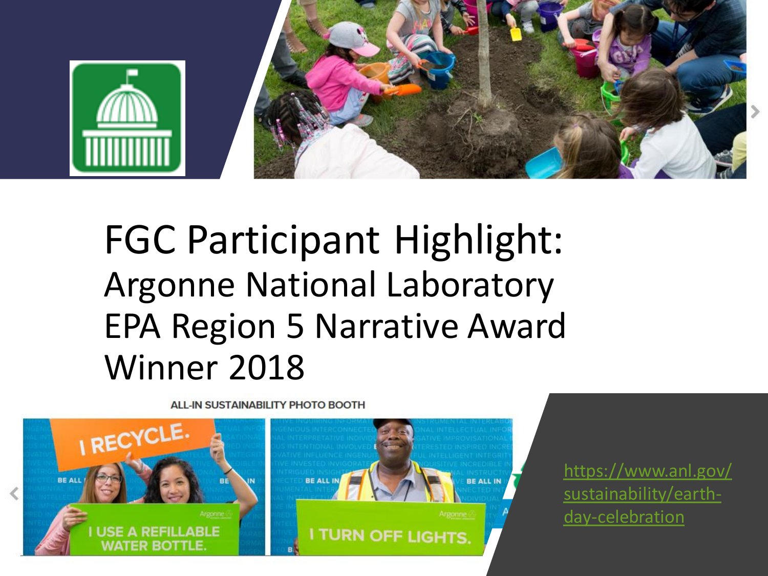# FGC Participant Highlight:

## Argonne National Laboratory EPA Region 5 Narrative Award Winner 2018

ALL-IN SUSTAINABILITY PHOTO BOOTH

https://www.anl.gov/sustainability/earth-day-celebration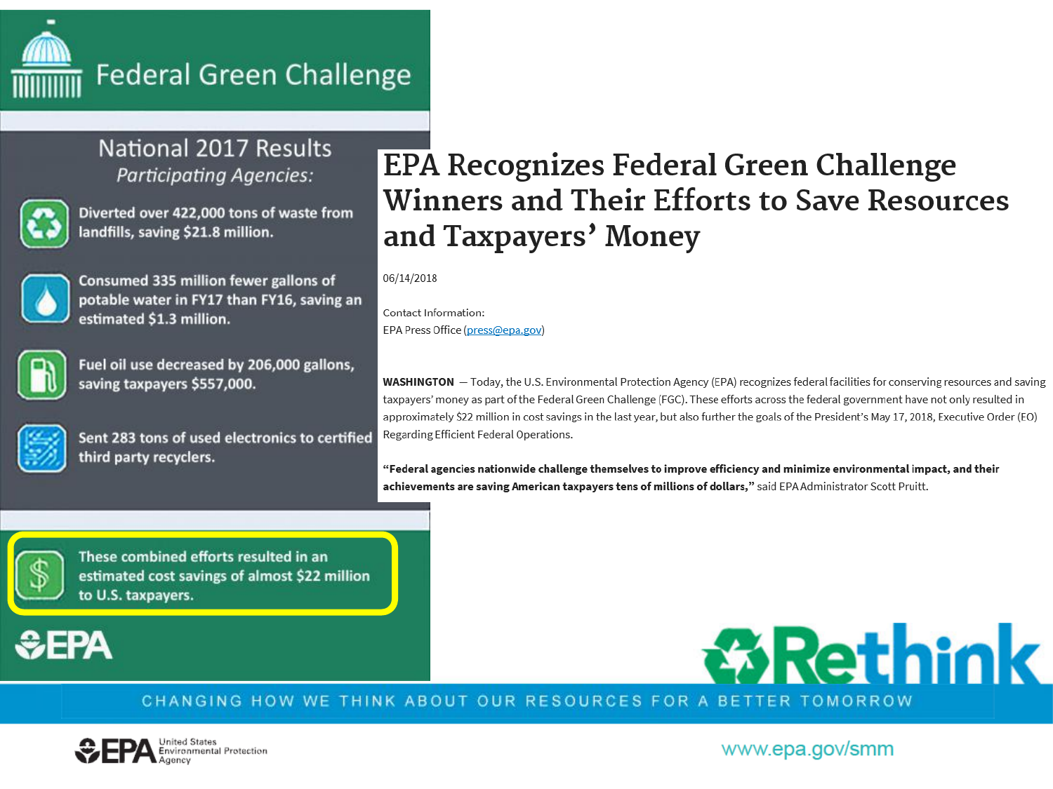# Federal Green Challenge

## National 2017 Results

*Participating Agencies:*

- Diverted over 422,000 tons of waste from landfills, saving $21.8 million.
- Consumed 335 million fewer gallons of potable water in FY17 than FY16, saving an estimated $1.3 million.
- Fuel oil use decreased by 206,000 gallons, saving taxpayers $557,000.
- Sent 283 tons of used electronics to certified third party recyclers.

These combined efforts resulted in an estimated cost savings of almost $22 million to U.S. taxpayers.

EPA

# EPA Recognizes Federal Green Challenge Winners and Their Efforts to Save Resources and Taxpayers' Money

06/14/2018

Contact Information:
EPA Press Office (press@epa.gov)

**WASHINGTON** — Today, the U.S. Environmental Protection Agency (EPA) recognizes federal facilities for conserving resources and saving taxpayers' money as part of the Federal Green Challenge (FGC). These efforts across the federal government have not only resulted in approximately $22 million in cost savings in the last year, but also further the goals of the President's May 17, 2018, Executive Order (EO) Regarding Efficient Federal Operations.

**"Federal agencies nationwide challenge themselves to improve efficiency and minimize environmental impact, and their achievements are saving American taxpayers tens of millions of dollars,"** said EPA Administrator Scott Pruitt.

Rethink

CHANGING HOW WE THINK ABOUT OUR RESOURCES FOR A BETTER TOMORROW

EPA United States Environmental Protection Agency

www.epa.gov/smm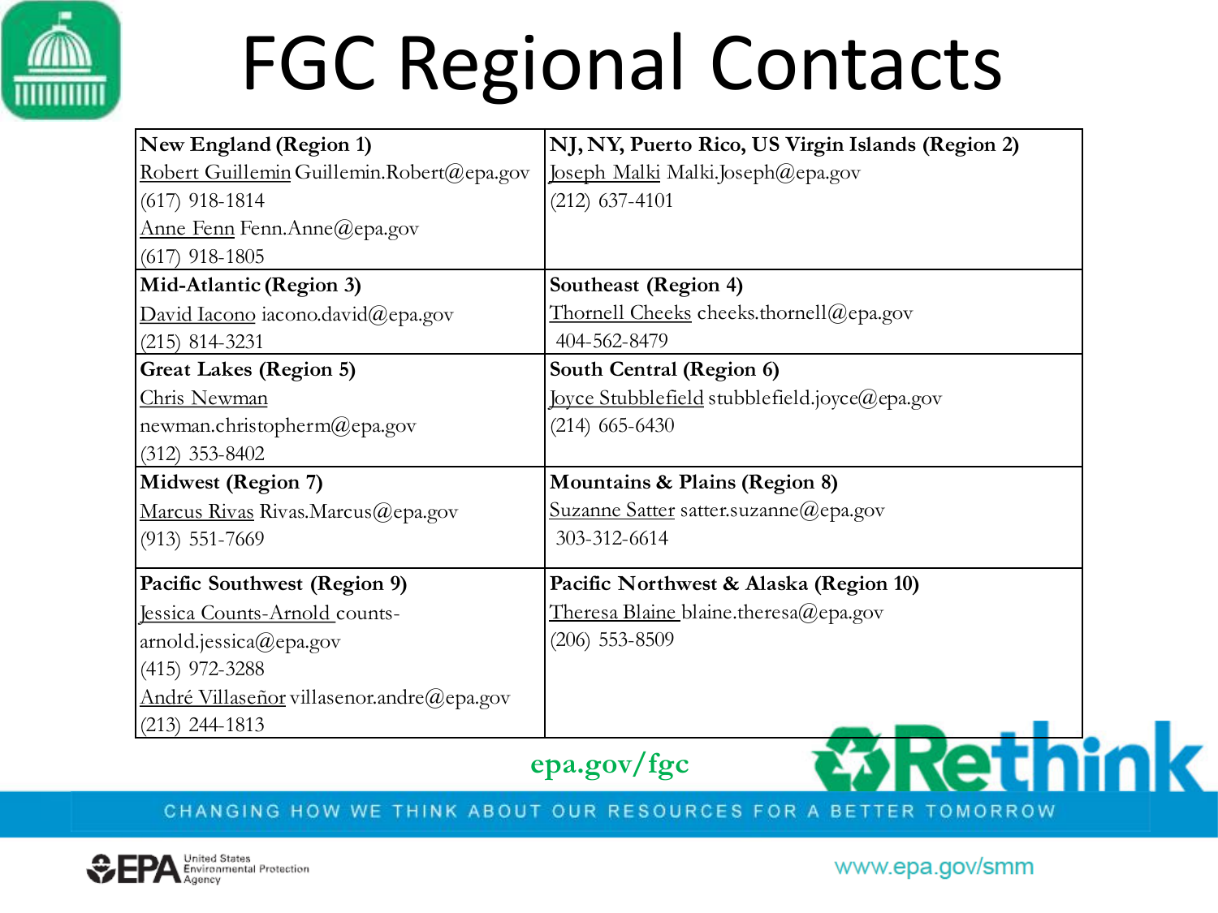# FGC Regional Contacts

| New England (Region 1) | NJ, NY, Puerto Rico, US Virgin Islands (Region 2) |
|---|---|
| Robert Guillemin Guillemin.Robert@epa.gov<br>(617) 918-1814<br>Anne Fenn Fenn.Anne@epa.gov<br>(617) 918-1805 | Joseph Malki Malki.Joseph@epa.gov<br>(212) 637-4101 |
| **Mid-Atlantic (Region 3)**<br>David Iacono iacono.david@epa.gov<br>(215) 814-3231 | **Southeast (Region 4)**<br>Thornell Cheeks cheeks.thornell@epa.gov<br>404-562-8479 |
| **Great Lakes (Region 5)**<br>Chris Newman<br>newman.christopherm@epa.gov<br>(312) 353-8402 | **South Central (Region 6)**<br>Joyce Stubblefield stubblefield.joyce@epa.gov<br>(214) 665-6430 |
| **Midwest (Region 7)**<br>Marcus Rivas Rivas.Marcus@epa.gov<br>(913) 551-7669 | **Mountains & Plains (Region 8)**<br>Suzanne Satter satter.suzanne@epa.gov<br>303-312-6614 |
| **Pacific Southwest (Region 9)**<br>Jessica Counts-Arnold counts-arnold.jessica@epa.gov<br>(415) 972-3288<br>André Villaseñor villasenor.andre@epa.gov<br>(213) 244-1813 | **Pacific Northwest & Alaska (Region 10)**<br>Theresa Blaine blaine.theresa@epa.gov<br>(206) 553-8509 |

epa.gov/fgc

Rethink

CHANGING HOW WE THINK ABOUT OUR RESOURCES FOR A BETTER TOMORROW

EPA United States Environmental Protection Agency

www.epa.gov/smm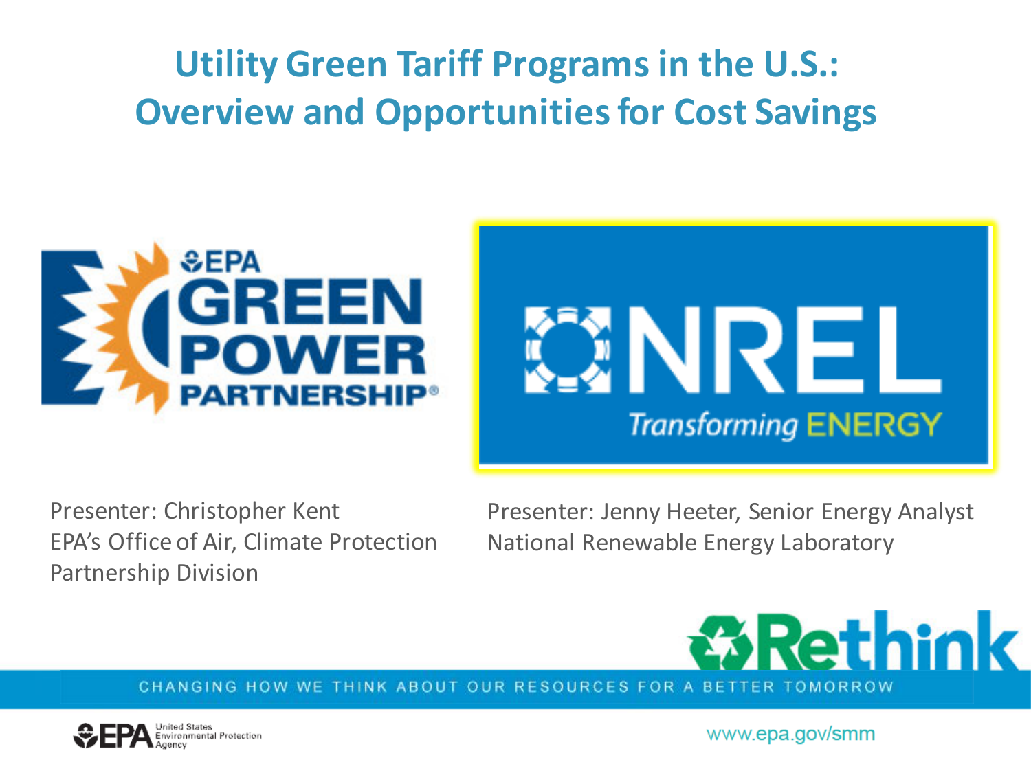# Utility Green Tariff Programs in the U.S.: Overview and Opportunities for Cost Savings

Presenter: Christopher Kent
EPA's Office of Air, Climate Protection Partnership Division

Presenter: Jenny Heeter, Senior Energy Analyst
National Renewable Energy Laboratory

CHANGING HOW WE THINK ABOUT OUR RESOURCES FOR A BETTER TOMORROW

www.epa.gov/smm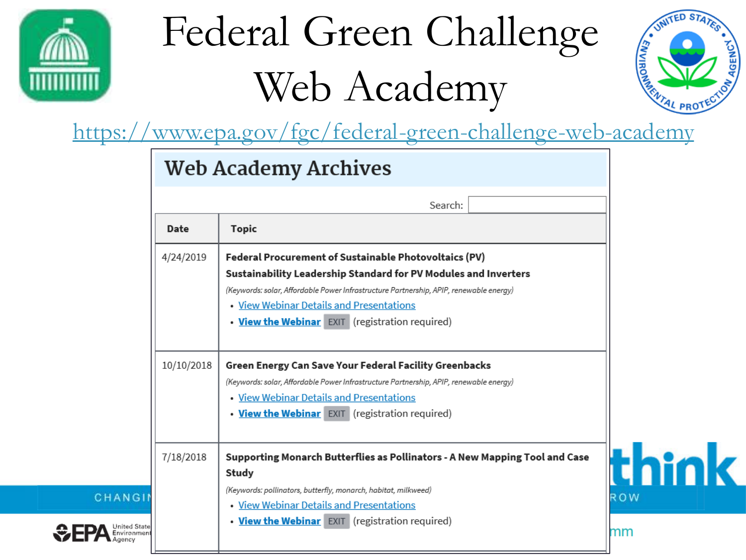# Federal Green Challenge Web Academy

https://www.epa.gov/fgc/federal-green-challenge-web-academy

## Web Academy Archives

Search:

| Date | Topic |
|---|---|
| 4/24/2019 | **Federal Procurement of Sustainable Photovoltaics (PV) Sustainability Leadership Standard for PV Modules and Inverters** *(Keywords: solar, Affordable Power Infrastructure Partnership, APIP, renewable energy)* • View Webinar Details and Presentations • **View the Webinar** EXIT (registration required) |
| 10/10/2018 | **Green Energy Can Save Your Federal Facility Greenbacks** *(Keywords: solar, Affordable Power Infrastructure Partnership, APIP, renewable energy)* • View Webinar Details and Presentations • **View the Webinar** EXIT (registration required) |
| 7/18/2018 | **Supporting Monarch Butterflies as Pollinators - A New Mapping Tool and Case Study** *(Keywords: pollinators, butterfly, monarch, habitat, milkweed)* • View Webinar Details and Presentations • **View the Webinar** EXIT (registration required) |